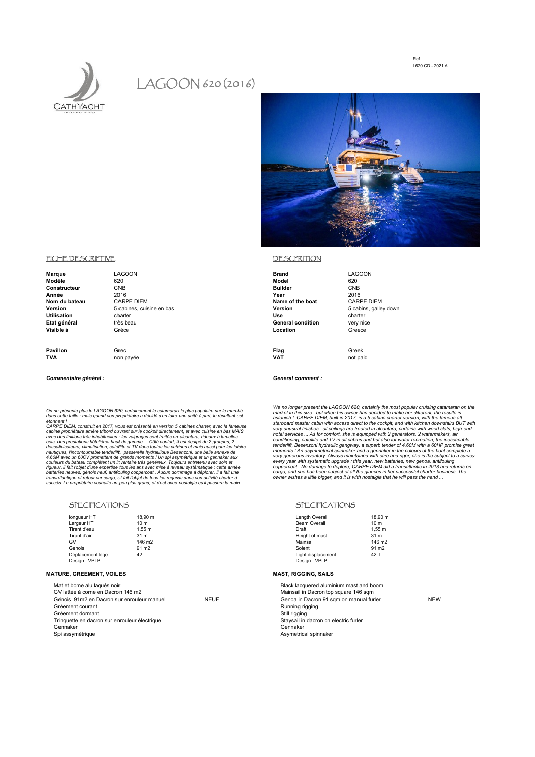Ref.
L620 CD - 2021 A

# LAGOON 620 (2016)

## FICHE DESCRIPTIVE

| | |
|---|---|
| **Marque** | LAGOON |
| **Modèle** | 620 |
| **Constructeur** | CNB |
| **Année** | 2016 |
| **Nom du bateau** | CARPE DIEM |
| **Version** | 5 cabines, cuisine en bas |
| **Utilisation** | charter |
| **Etat général** | très beau |
| **Visible à** | Grèce |
| **Pavillon** | Grec |
| **TVA** | non payée |

***Commentaire général :***

*On ne présente plus le LAGOON 620, certainement le catamaran le plus populaire sur le marché dans cette taille : mais quand son propriétaire a décidé d'en faire une unité à part, le résultant est étonnant !*
*CARPE DIEM, construit en 2017, vous est présenté en version 5 cabines charter, avec la fameuse cabine propriétaire arrière tribord ouvrant sur le cockpit directement, et avec cuisine en bas MAIS avec des finitions très inhabituelles : les vaigrages sont traités en alcantara, rideaux à lamelles bois, des prestations hôtelières haut de gamme ... Côté confort, il est équipé de 2 groupes, 2 dessalinisateurs, climatisation, satellite et TV dans toutes les cabines et mais aussi pour les loisirs nautiques, l'incontournable tenderlift, passerelle hydraulique Besenzoni, une belle annexe de 4,60M avec un 60CV promettent de grands moments ! Un spi asymétrique et un gennaker aux couleurs du bateau complètent un inventaire très généreux. Toujours entretenu avec soin et rigueur, il fait l'objet d'une expertise tous les ans avec mise à niveau systématique : cette année batteries neuves, génois neuf, antifouling coppercoat . Aucun dommage à déplorer, il a fait une transatlantique et retour sur cargo, et fait l'objet de tous les regards dans son activité charter à succès. Le propriétaire souhaite un peu plus grand, et c'est avec nostalgie qu'il passera la main ...*

## SPECIFICATIONS

| | |
|---|---|
| longueur HT | 18,90 m |
| Largeur HT | 10 m |
| Tirant d'eau | 1,55 m |
| Tirant d'air | 31 m |
| GV | 146 m2 |
| Genois | 91 m2 |
| Déplacement lège | 42 T |
| Design : VPLP | |

### MATURE, GREEMENT, VOILES

| | |
|---|---|
| Mat et bome alu laqués noir | |
| GV lattée à corne en Dacron 146 m2 | |
| Génois 91m2 en Dacron sur enrouleur manuel | NEUF |
| Gréement courant | |
| Gréement dormant | |
| Trinquette en dacron sur enrouleur électrique | |
| Gennaker | |
| Spi assymétrique | |

## DESCRPITION

| | |
|---|---|
| **Brand** | LAGOON |
| **Model** | 620 |
| **Builder** | CNB |
| **Year** | 2016 |
| **Name of the boat** | CARPE DIEM |
| **Version** | 5 cabins, galley down |
| **Use** | charter |
| **General condition** | very nice |
| **Location** | Greece |
| **Flag** | Greek |
| **VAT** | not paid |

***General comment :***

*We no longer present the LAGOON 620, certainly the most popular cruising catamaran on the market in this size : but when his owner has decided to make her different, the results is astonish ! CARPE DIEM, built in 2017, is a 5 cabins charter version, with the famous aft starboard master cabin with access direct to the cockpit, and with kitchen downstairs BUT with very unusual finishes : all ceilings are treated in alcantara, curtains with wood slats, high-end hotel services ... As for comfort, she is equipped with 2 generators, 2 watermakers, air conditioning, satellite and TV in all cabins and but also for water recreation, the inescapable tenderlift, Besenzoni hydraulic gangway, a superb tender of 4,60M with a 60HP promise great moments ! An asymmetrical spinnaker and a gennaker in the colours of the boat complete a very generous inventory. Always maintained with care and rigor, she is the subject to a survey every year with systematic upgrade : this year, new batteries, new genoa, antifouling coppercoat . No damage to deplore, CARPE DIEM did a transatlantic in 2018 and returns on cargo, and she has been subject of all the glances in her successful charter business. The owner wishes a little bigger, and it is with nostalgia that he will pass the hand ...*

## SPECIFICATIONS

| | |
|---|---|
| Length Overall | 18,90 m |
| Beam Overall | 10 m |
| Draft | 1,55 m |
| Height of mast | 31 m |
| Mainsail | 146 m2 |
| Solent | 91 m2 |
| Light displacement | 42 T |
| Design : VPLP | |

### MAST, RIGGING, SAILS

| | |
|---|---|
| Black lacquered aluminium mast and boom | |
| Mainsail in Dacron top square 146 sqm | |
| Genoa in Dacron 91 sqm on manual furler | NEW |
| Running rigging | |
| Still rigging | |
| Staysail in dacron on electric furler | |
| Gennaker | |
| Asymetrical spinnaker | |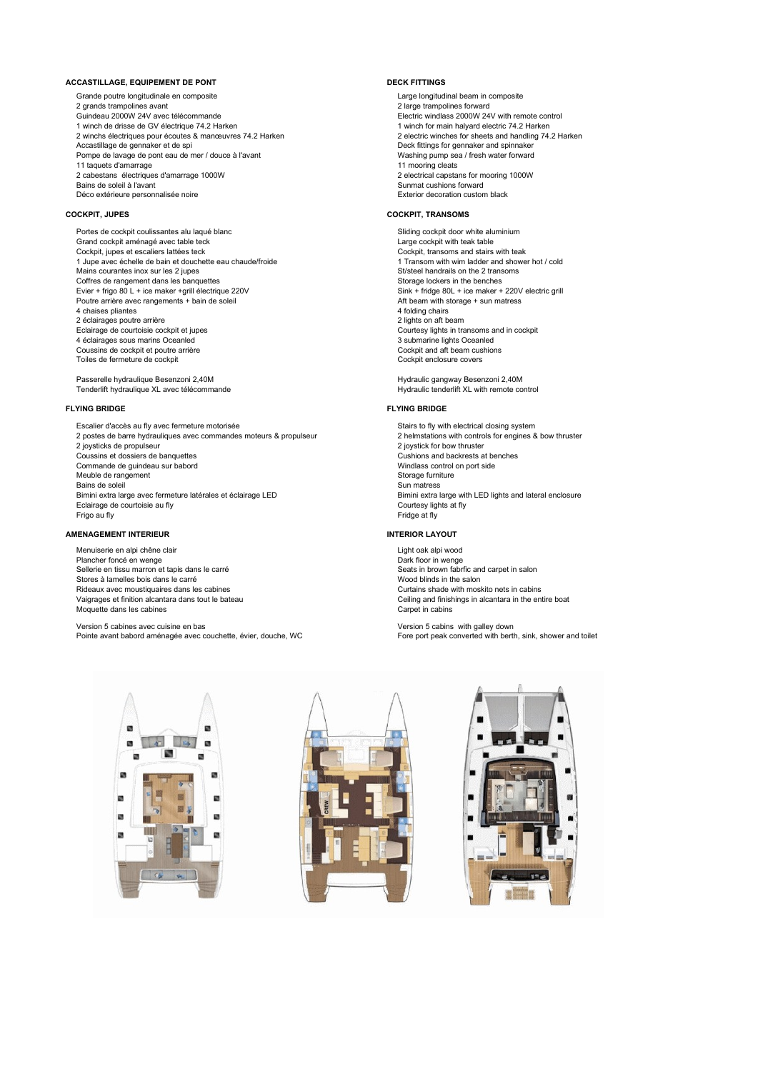### ACCASTILLAGE, EQUIPEMENT DE PONT

Grande poutre longitudinale en composite
2 grands trampolines avant
Guindeau 2000W 24V avec télécommande
1 winch de drisse de GV électrique 74.2 Harken
2 winchs électriques pour écoutes & manœuvres 74.2 Harken
Accastillage de gennaker et de spi
Pompe de lavage de pont eau de mer / douce à l'avant
11 taquets d'amarrage
2 cabestans électriques d'amarrage 1000W
Bains de soleil à l'avant
Déco extérieure personnalisée noire

### DECK FITTINGS

Large longitudinal beam in composite
2 large trampolines forward
Electric windlass 2000W 24V with remote control
1 winch for main halyard electric 74.2 Harken
2 electric winches for sheets and handling 74.2 Harken
Deck fittings for gennaker and spinnaker
Washing pump sea / fresh water forward
11 mooring cleats
2 electrical capstans for mooring 1000W
Sunmat cushions forward
Exterior decoration custom black

### COCKPIT, JUPES

Portes de cockpit coulissantes alu laqué blanc
Grand cockpit aménagé avec table teck
Cockpit, jupes et escaliers lattées teck
1 Jupe avec échelle de bain et douchette eau chaude/froide
Mains courantes inox sur les 2 jupes
Coffres de rangement dans les banquettes
Evier + frigo 80 L + ice maker +grill électrique 220V
Poutre arrière avec rangements + bain de soleil
4 chaises pliantes
2 éclairages poutre arrière
Eclairage de courtoisie cockpit et jupes
4 éclairages sous marins Oceanled
Coussins de cockpit et poutre arrière
Toiles de fermeture de cockpit

Passerelle hydraulique Besenzoni 2,40M
Tenderlift hydraulique XL avec télécommande

### COCKPIT, TRANSOMS

Sliding cockpit door white aluminium
Large cockpit with teak table
Cockpit, transoms and stairs with teak
1 Transom with wim ladder and shower hot / cold
St/steel handrails on the 2 transoms
Storage lockers in the benches
Sink + fridge 80L + ice maker + 220V electric grill
Aft beam with storage + sun matress
4 folding chairs
2 lights on aft beam
Courtesy lights in transoms and in cockpit
3 submarine lights Oceanled
Cockpit and aft beam cushions
Cockpit enclosure covers

Hydraulic gangway Besenzoni 2,40M
Hydraulic tenderlift XL with remote control

### FLYING BRIDGE

Escalier d'accès au fly avec fermeture motorisée
2 postes de barre hydrauliques avec commandes moteurs & propulseur
2 joysticks de propulseur
Coussins et dossiers de banquettes
Commande de guindeau sur babord
Meuble de rangement
Bains de soleil
Bimini extra large avec fermeture latérales et éclairage LED
Eclairage de courtoisie au fly
Frigo au fly

### FLYING BRIDGE

Stairs to fly with electrical closing system
2 helmstations with controls for engines & bow thruster
2 joystick for bow thruster
Cushions and backrests at benches
Windlass control on port side
Storage furniture
Sun matress
Bimini extra large with LED lights and lateral enclosure
Courtesy lights at fly
Fridge at fly

### AMENAGEMENT INTERIEUR

Menuiserie en alpi chêne clair
Plancher foncé en wenge
Sellerie en tissu marron et tapis dans le carré
Stores à lamelles bois dans le carré
Rideaux avec moustiquaires dans les cabines
Vaigrages et finition alcantara dans tout le bateau
Moquette dans les cabines

Version 5 cabines avec cuisine en bas
Pointe avant babord aménagée avec couchette, évier, douche, WC

### INTERIOR LAYOUT

Light oak alpi wood
Dark floor in wenge
Seats in brown fabrfic and carpet in salon
Wood blinds in the salon
Curtains shade with moskito nets in cabins
Ceiling and finishings in alcantara in the entire boat
Carpet in cabins

Version 5 cabins with galley down
Fore port peak converted with berth, sink, shower and toilet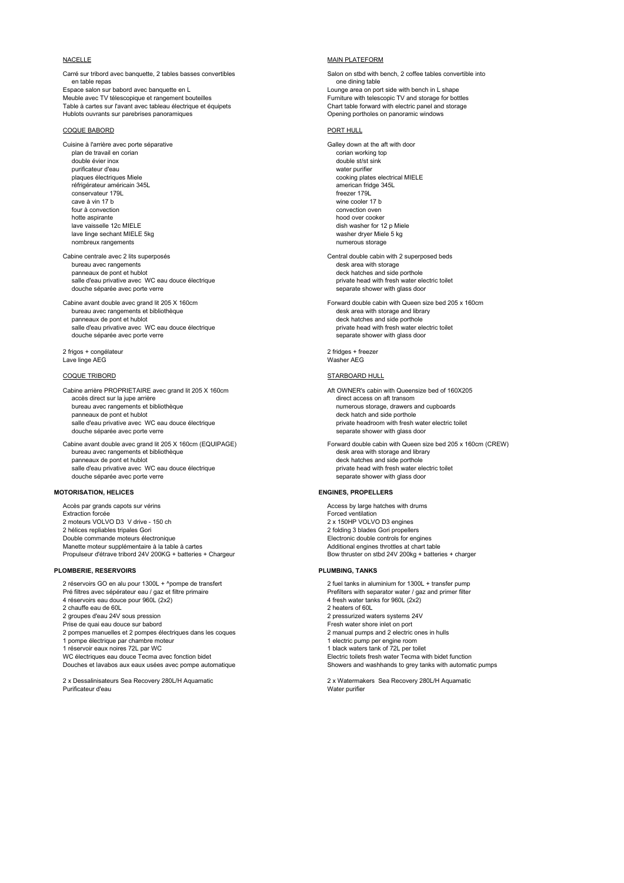## NACELLE

Carré sur tribord avec banquette, 2 tables basses convertibles
en table repas
Espace salon sur babord avec banquette en L
Meuble avec TV télescopique et rangement bouteilles
Table à cartes sur l'avant avec tableau électrique et équipets
Hublots ouvrants sur parebrises panoramiques

## COQUE BABORD

Cuisine à l'arrière avec porte séparative
- plan de travail en corian
- double évier inox
- purificateur d'eau
- plaques électriques Miele
- réfrigérateur américain 345L
- conservateur 179L
- cave à vin 17 b
- four à convection
- hotte aspirante
- lave vaisselle 12c MIELE
- lave linge sechant MIELE 5kg
- nombreux rangements

Cabine centrale avec 2 lits superposés
- bureau avec rangements
- panneaux de pont et hublot
- salle d'eau privative avec WC eau douce électrique
- douche séparée avec porte verre

Cabine avant double avec grand lit 205 X 160cm
- bureau avec rangements et bibliothèque
- panneaux de pont et hublot
- salle d'eau privative avec WC eau douce électrique
- douche séparée avec porte verre

2 frigos + congélateur
Lave linge AEG

## COQUE TRIBORD

Cabine arrière PROPRIETAIRE avec grand lit 205 X 160cm
- accès direct sur la jupe arrière
- bureau avec rangements et bibliothèque
- panneaux de pont et hublot
- salle d'eau privative avec WC eau douce électrique
- douche séparée avec porte verre

Cabine avant double avec grand lit 205 X 160cm (EQUIPAGE)
- bureau avec rangements et bibliothèque
- panneaux de pont et hublot
- salle d'eau privative avec WC eau douce électrique
- douche séparée avec porte verre

## MOTORISATION, HELICES

Accès par grands capots sur vérins
Extraction forcée
2 moteurs VOLVO D3 V drive - 150 ch
2 hélices repliables tripales Gori
Double commande moteurs électronique
Manette moteur supplémentaire à la table à cartes
Propulseur d'étrave tribord 24V 200KG + batteries + Chargeur

## PLOMBERIE, RESERVOIRS

2 réservoirs GO en alu pour 1300L + ^pompe de transfert
Pré filtres avec sépérateur eau / gaz et filtre primaire
4 réservoirs eau douce pour 960L (2x2)
2 chauffe eau de 60L
2 groupes d'eau 24V sous pression
Prise de quai eau douce sur babord
2 pompes manuelles et 2 pompes électriques dans les coques
1 pompe électrique par chambre moteur
1 réservoir eaux noires 72L par WC
WC électriques eau douce Tecma avec fonction bidet
Douches et lavabos aux eaux usées avec pompe automatique

2 x Dessalinisateurs Sea Recovery 280L/H Aquamatic
Purificateur d'eau

## MAIN PLATEFORM

Salon on stbd with bench, 2 coffee tables convertible into
one dining table
Lounge area on port side with bench in L shape
Furniture with telescopic TV and storage for bottles
Chart table forward with electric panel and storage
Opening portholes on panoramic windows

## PORT HULL

Galley down at the aft with door
- corian working top
- double st/st sink
- water purifier
- cooking plates electrical MIELE
- american fridge 345L
- freezer 179L
- wine cooler 17 b
- convection oven
- hood over cooker
- dish washer for 12 p Miele
- washer dryer Miele 5 kg
- numerous storage

Central double cabin with 2 superposed beds
- desk area with storage
- deck hatches and side porthole
- private head with fresh water electric toilet
- separate shower with glass door

Forward double cabin with Queen size bed 205 x 160cm
- desk area with storage and library
- deck hatches and side porthole
- private head with fresh water electric toilet
- separate shower with glass door

2 fridges + freezer
Washer AEG

## STARBOARD HULL

Aft OWNER's cabin with Queensize bed of 160X205
- direct access on aft transom
- numerous storage, drawers and cupboards
- deck hatch and side porthole
- private headroom with fresh water electric toilet
- separate shower with glass door

Forward double cabin with Queen size bed 205 x 160cm (CREW)
- desk area with storage and library
- deck hatches and side porthole
- private head with fresh water electric toilet
- separate shower with glass door

## ENGINES, PROPELLERS

Access by large hatches with drums
Forced ventilation
2 x 150HP VOLVO D3 engines
2 folding 3 blades Gori propellers
Electronic double controls for engines
Additional engines throttles at chart table
Bow thruster on stbd 24V 200kg + batteries + charger

## PLUMBING, TANKS

2 fuel tanks in aluminium for 1300L + transfer pump
Prefilters with separator water / gaz and primer filter
4 fresh water tanks for 960L (2x2)
2 heaters of 60L
2 pressurized waters systems 24V
Fresh water shore inlet on port
2 manual pumps and 2 electric ones in hulls
1 electric pump per engine room
1 black waters tank of 72L per toilet
Electric toilets fresh water Tecma with bidet function
Showers and washhands to grey tanks with automatic pumps

2 x Watermakers Sea Recovery 280L/H Aquamatic
Water purifier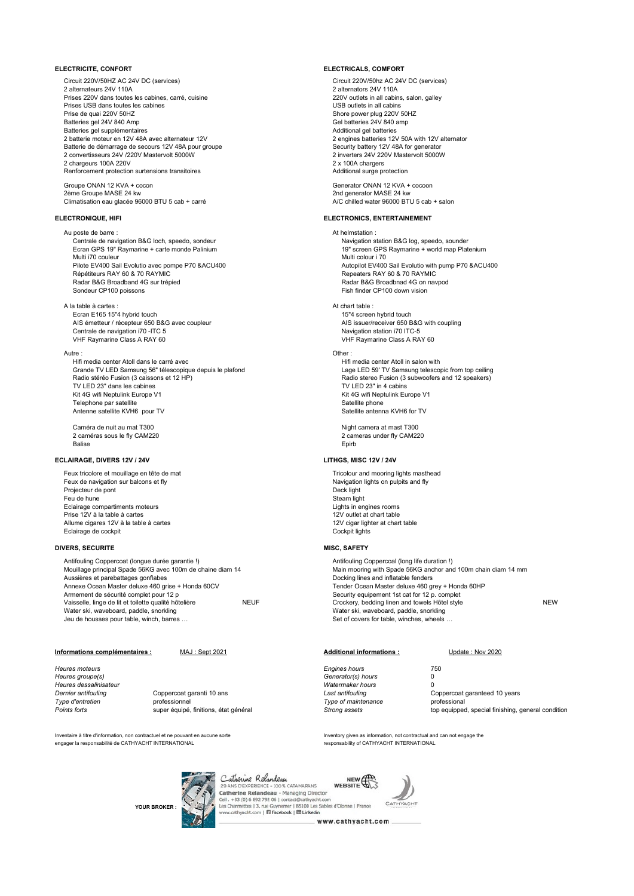## ELECTRICITE, CONFORT

Circuit 220V/50HZ AC 24V DC (services)
2 alternateurs 24V 110A
Prises 220V dans toutes les cabines, carré, cuisine
Prises USB dans toutes les cabines
Prise de quai 220V 50HZ
Batteries gel 24V 840 Amp
Batteries gel supplémentaires
2 batterie moteur en 12V 48A avec alternateur 12V
Batterie de démarrage de secours 12V 48A pour groupe
2 convertisseurs 24V /220V Mastervolt 5000W
2 chargeurs 100A 220V
Renforcement protection surtensions transitoires

Groupe ONAN 12 KVA + cocon
2ème Groupe MASE 24 kw
Climatisation eau glacée 96000 BTU 5 cab + carré

## ELECTRONIQUE, HIFI

Au poste de barre :
Centrale de navigation B&G loch, speedo, sondeur
Ecran GPS 19" Raymarine + carte monde Palinium
Multi i70 couleur
Pilote EV400 Sail Evolutio avec pompe P70 &ACU400
Répétiteurs RAY 60 & 70 RAYMIC
Radar B&G Broadband 4G sur trépied
Sondeur CP100 poissons

A la table à cartes :
Ecran E165 15"4 hybrid touch
AIS émetteur / récepteur 650 B&G avec coupleur
Centrale de navigation i70 -ITC 5
VHF Raymarine Class A RAY 60

Autre :
Hifi media center Atoll dans le carré avec
Grande TV LED Samsung 56" télescopique depuis le plafond
Radio stéréo Fusion (3 caissons et 12 HP)
TV LED 23" dans les cabines
Kit 4G wifi Neptulink Europe V1
Telephone par satellite
Antenne satellite KVH6 pour TV

Caméra de nuit au mat T300
2 caméras sous le fly CAM220
Balise

## ECLAIRAGE, DIVERS 12V / 24V

Feux tricolore et mouillage en tête de mat
Feux de navigation sur balcons et fly
Projecteur de pont
Feu de hune
Eclairage compartiments moteurs
Prise 12V à la table à cartes
Allume cigares 12V à la table à cartes
Eclairage de cockpit

## DIVERS, SECURITE

Antifouling Coppercoat (longue durée garantie !)
Mouillage principal Spade 56KG avec 100m de chaine diam 14
Aussières et parebattages gonflabes
Annexe Ocean Master deluxe 460 grise + Honda 60CV
Armement de sécurité complet pour 12 p
Vaisselle, linge de lit et toilette qualité hôtelière — NEUF
Water ski, waveboard, paddle, snorkling
Jeu de housses pour table, winch, barres …

**Informations complémentaires :** MAJ : Sept 2021

| | |
|---|---|
| *Heures moteurs* | |
| *Heures groupe(s)* | |
| *Heures dessalinisateur* | |
| *Dernier antifouling* | Coppercoat garanti 10 ans |
| *Type d'entretien* | professionnel |
| *Points forts* | super équipé, finitions, état général |

Inventaire à titre d'information, non contractuel et ne pouvant en aucune sorte engager la responsabilité de CATHYACHT INTERNATIONAL

## ELECTRICALS, COMFORT

Circuit 220V/50hz AC 24V DC (services)
2 alternators 24V 110A
220V outlets in all cabins, salon, galley
USB outlets in all cabins
Shore power plug 220V 50HZ
Gel batteries 24V 840 amp
Additional gel batteries
2 engines batteries 12V 50A with 12V alternator
Security battery 12V 48A for generator
2 inverters 24V 220V Mastervolt 5000W
2 x 100A chargers
Additional surge protection

Generator ONAN 12 KVA + cocoon
2nd generator MASE 24 kw
A/C chilled water 96000 BTU 5 cab + salon

## ELECTRONICS, ENTERTAINEMENT

At helmstation :
Navigation station B&G log, speedo, sounder
19" screen GPS Raymarine + world map Platenium
Multi colour i 70
Autopilot EV400 Sail Evolutio with pump P70 &ACU400
Repeaters RAY 60 & 70 RAYMIC
Radar B&G Broadbnad 4G on navpod
Fish finder CP100 down vision

At chart table :
15"4 screen hybrid touch
AIS issuer/receiver 650 B&G with coupling
Navigation station i70 ITC-5
VHF Raymarine Class A RAY 60

Other :
Hifi media center Atoll in salon with
Lage LED 59' TV Samsung telescopic from top ceiling
Radio stereo Fusion (3 subwoofers and 12 speakers)
TV LED 23" in 4 cabins
Kit 4G wifi Neptulink Europe V1
Satellite phone
Satellite antenna KVH6 for TV

Night camera at mast T300
2 cameras under fly CAM220
Epirb

## LITHGS, MISC 12V / 24V

Tricolour and mooring lights masthead
Navigation lights on pulpits and fly
Deck light
Steam light
Lights in engines rooms
12V outlet at chart table
12V cigar lighter at chart table
Cockpit lights

## MISC, SAFETY

Antifouling Coppercoal (long life duration !)
Main mooring with Spade 56KG anchor and 100m chain diam 14 mm
Docking lines and inflatable fenders
Tender Ocean Master deluxe 460 grey + Honda 60HP
Security equipement 1st cat for 12 p. complet
Crockery, bedding linen and towels Hôtel style — NEW
Water ski, waveboard, paddle, snorkling
Set of covers for table, winches, wheels …

**Additional informations :** Update : Nov 2020

| | |
|---|---|
| *Engines hours* | 750 |
| *Generator(s) hours* | 0 |
| *Watermaker hours* | 0 |
| *Last antifouling* | Coppercoat garanteed 10 years |
| *Type of maintenance* | professional |
| *Strong assets* | top equipped, special finishing, general condition |

Inventory given as information, not contractual and can not engage the responsability of CATHYACHT INTERNATIONAL

YOUR BROKER : Catherine Relandeau – 29 ANS D'EXPERIENCE - 100% CATAMARANS – NEW WEBSITE
Catherine Relandeau - Managing Director
Cell . +33 (0) 6 892 792 06 | contact@cathyacht.com
Les Charmettes | 3, rue Guynemer | 85100 Les Sables d'Olonne | France
www.cathyacht.com | Facebook | Linkedin
CATHYACHT
www.cathyacht.com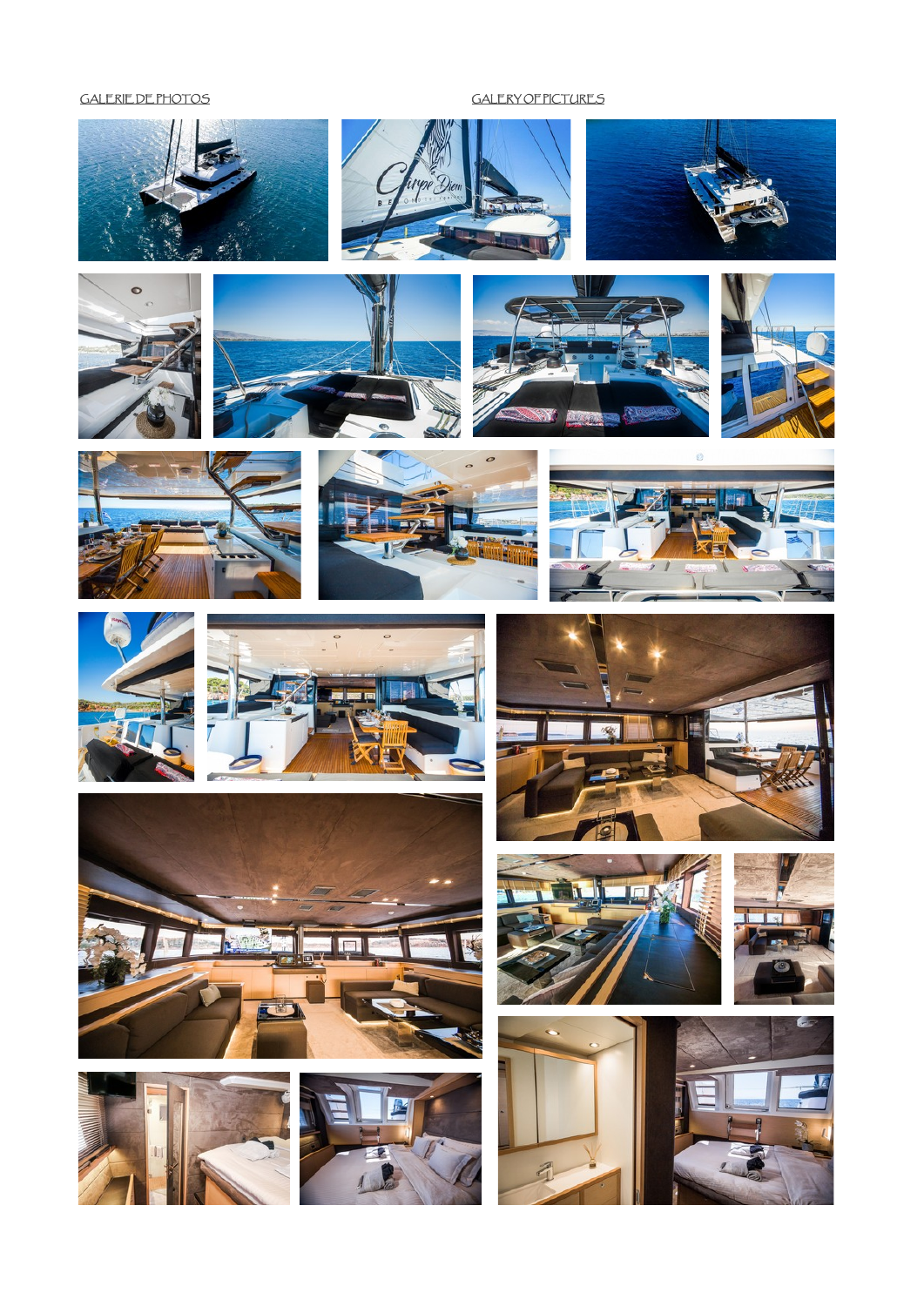GALERIE DE PHOTOS

GALERY OF PICTURES